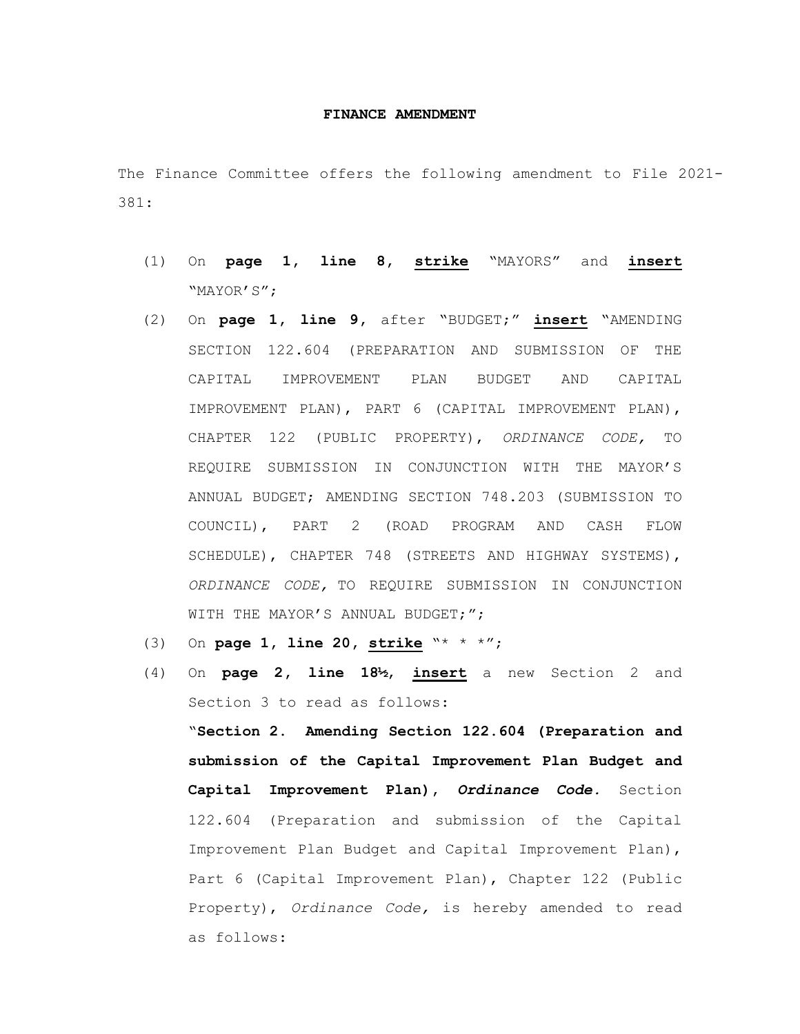**FINANCE AMENDMENT**

The Finance Committee offers the following amendment to File 2021-381:

(1) On **page 1, line 8**, **strike** "MAYORS" and **insert** "MAYOR'S";

(2) On **page 1, line 9**, after "BUDGET;" **insert** "AMENDING SECTION 122.604 (PREPARATION AND SUBMISSION OF THE CAPITAL IMPROVEMENT PLAN BUDGET AND CAPITAL IMPROVEMENT PLAN), PART 6 (CAPITAL IMPROVEMENT PLAN), CHAPTER 122 (PUBLIC PROPERTY), *ORDINANCE CODE,* TO REQUIRE SUBMISSION IN CONJUNCTION WITH THE MAYOR'S ANNUAL BUDGET; AMENDING SECTION 748.203 (SUBMISSION TO COUNCIL), PART 2 (ROAD PROGRAM AND CASH FLOW SCHEDULE), CHAPTER 748 (STREETS AND HIGHWAY SYSTEMS), *ORDINANCE CODE,* TO REQUIRE SUBMISSION IN CONJUNCTION WITH THE MAYOR'S ANNUAL BUDGET;";

(3) On **page 1, line 20, strike** "* * *";

(4) On **page 2, line 18½**, **insert** a new Section 2 and Section 3 to read as follows:

"**Section 2. Amending Section 122.604 (Preparation and submission of the Capital Improvement Plan Budget and Capital Improvement Plan), *Ordinance Code.*** Section 122.604 (Preparation and submission of the Capital Improvement Plan Budget and Capital Improvement Plan), Part 6 (Capital Improvement Plan), Chapter 122 (Public Property), *Ordinance Code,* is hereby amended to read as follows: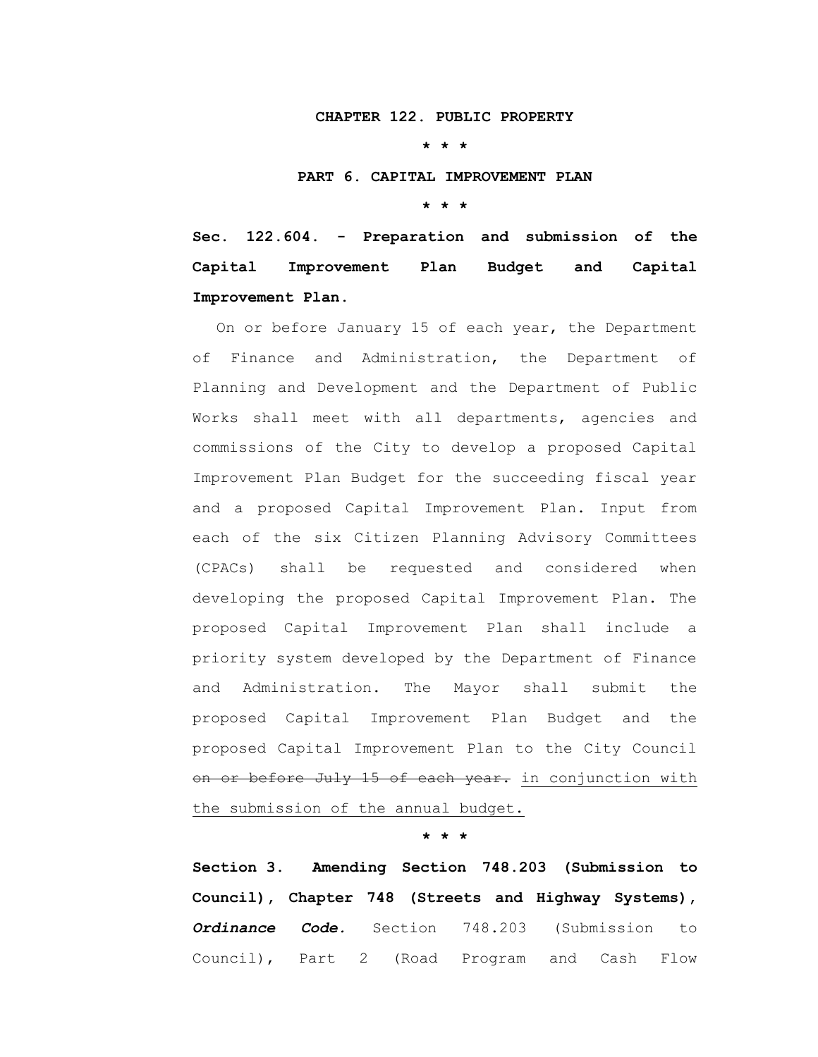**CHAPTER 122. PUBLIC PROPERTY**

**\* \* \***

**PART 6. CAPITAL IMPROVEMENT PLAN**

**\* \* \***

**Sec. 122.604. - Preparation and submission of the Capital Improvement Plan Budget and Capital Improvement Plan.**

On or before January 15 of each year, the Department of Finance and Administration, the Department of Planning and Development and the Department of Public Works shall meet with all departments, agencies and commissions of the City to develop a proposed Capital Improvement Plan Budget for the succeeding fiscal year and a proposed Capital Improvement Plan. Input from each of the six Citizen Planning Advisory Committees (CPACs) shall be requested and considered when developing the proposed Capital Improvement Plan. The proposed Capital Improvement Plan shall include a priority system developed by the Department of Finance and Administration. The Mayor shall submit the proposed Capital Improvement Plan Budget and the proposed Capital Improvement Plan to the City Council ~~on or before July 15 of each year.~~ <u>in conjunction with the submission of the annual budget.</u>

**\* \* \***

**Section 3. Amending Section 748.203 (Submission to Council), Chapter 748 (Streets and Highway Systems), *Ordinance Code.*** Section 748.203 (Submission to Council), Part 2 (Road Program and Cash Flow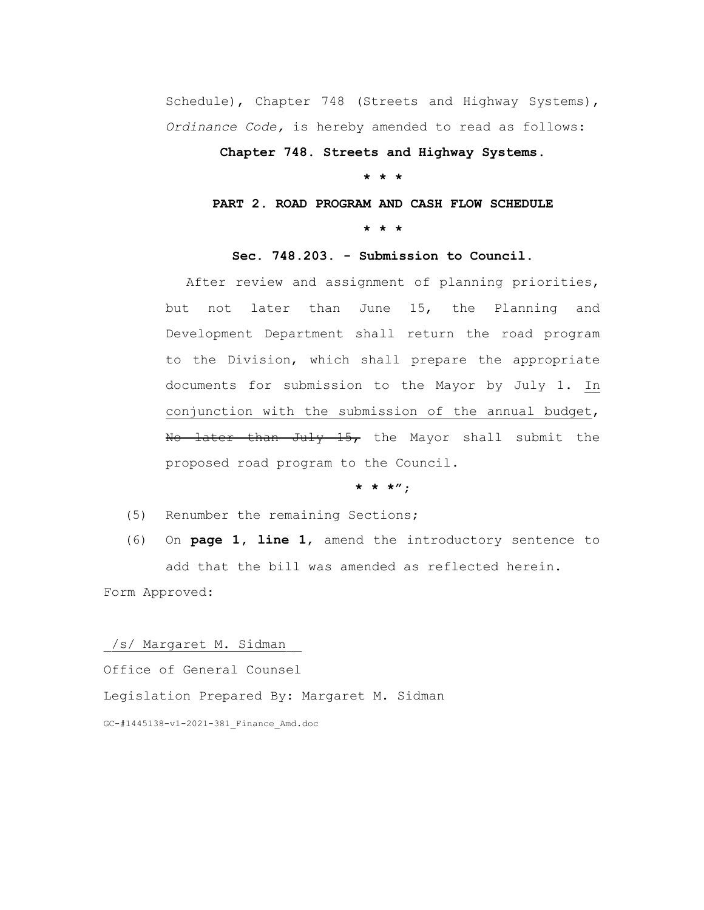Schedule), Chapter 748 (Streets and Highway Systems), *Ordinance Code,* is hereby amended to read as follows:

**Chapter 748. Streets and Highway Systems.**

**\* \* \***

**PART 2. ROAD PROGRAM AND CASH FLOW SCHEDULE**

**\* \* \***

**Sec. 748.203. - Submission to Council.**

After review and assignment of planning priorities, but not later than June 15, the Planning and Development Department shall return the road program to the Division, which shall prepare the appropriate documents for submission to the Mayor by July 1. <u>In conjunction with the submission of the annual budget</u>, ~~No later than July 15,~~ the Mayor shall submit the proposed road program to the Council.

**\* \* \***";

(5) Renumber the remaining Sections;

(6) On **page 1, line 1**, amend the introductory sentence to add that the bill was amended as reflected herein.

Form Approved:

/s/ Margaret M. Sidman

Office of General Counsel

Legislation Prepared By: Margaret M. Sidman

GC-#1445138-v1-2021-381_Finance_Amd.doc